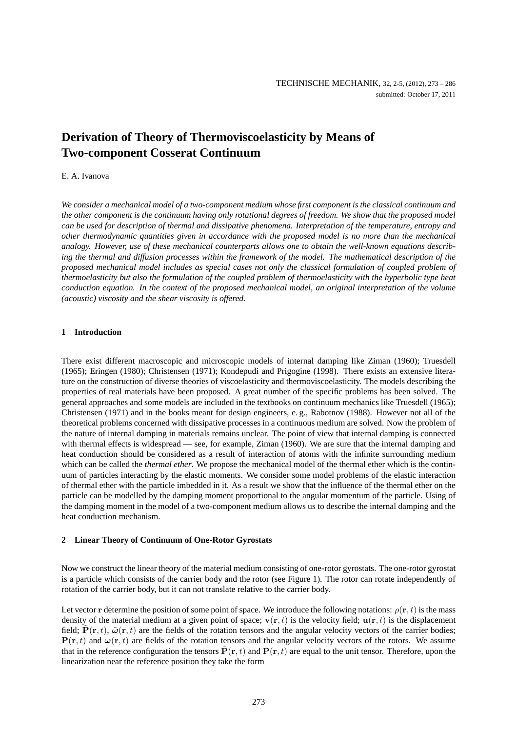# Derivation of Theory of Thermoviscoelasticity by Means of Two-component Cosserat Continuum

E. A. Ivanova

*We consider a mechanical model of a two-component medium whose first component is the classical continuum and the other component is the continuum having only rotational degrees of freedom. We show that the proposed model can be used for description of thermal and dissipative phenomena. Interpretation of the temperature, entropy and other thermodynamic quantities given in accordance with the proposed model is no more than the mechanical analogy. However, use of these mechanical counterparts allows one to obtain the well-known equations describing the thermal and diffusion processes within the framework of the model. The mathematical description of the proposed mechanical model includes as special cases not only the classical formulation of coupled problem of thermoelasticity but also the formulation of the coupled problem of thermoelasticity with the hyperbolic type heat conduction equation. In the context of the proposed mechanical model, an original interpretation of the volume (acoustic) viscosity and the shear viscosity is offered.*

## 1 Introduction

There exist different macroscopic and microscopic models of internal damping like Ziman (1960); Truesdell (1965); Eringen (1980); Christensen (1971); Kondepudi and Prigogine (1998). There exists an extensive literature on the construction of diverse theories of viscoelasticity and thermoviscoelasticity. The models describing the properties of real materials have been proposed. A great number of the specific problems has been solved. The general approaches and some models are included in the textbooks on continuum mechanics like Truesdell (1965); Christensen (1971) and in the books meant for design engineers, e. g., Rabotnov (1988). However not all of the theoretical problems concerned with dissipative processes in a continuous medium are solved. Now the problem of the nature of internal damping in materials remains unclear. The point of view that internal damping is connected with thermal effects is widespread — see, for example, Ziman (1960). We are sure that the internal damping and heat conduction should be considered as a result of interaction of atoms with the infinite surrounding medium which can be called the *thermal ether*. We propose the mechanical model of the thermal ether which is the continuum of particles interacting by the elastic moments. We consider some model problems of the elastic interaction of thermal ether with the particle imbedded in it. As a result we show that the influence of the thermal ether on the particle can be modelled by the damping moment proportional to the angular momentum of the particle. Using of the damping moment in the model of a two-component medium allows us to describe the internal damping and the heat conduction mechanism.

## 2 Linear Theory of Continuum of One-Rotor Gyrostats

Now we construct the linear theory of the material medium consisting of one-rotor gyrostats. The one-rotor gyrostat is a particle which consists of the carrier body and the rotor (see Figure 1). The rotor can rotate independently of rotation of the carrier body, but it can not translate relative to the carrier body.

Let vector $\mathbf{r}$ determine the position of some point of space. We introduce the following notations: $\rho(\mathbf{r},t)$ is the mass density of the material medium at a given point of space; $\mathbf{v}(\mathbf{r},t)$ is the velocity field; $\mathbf{u}(\mathbf{r},t)$ is the displacement field; $\tilde{\mathbf{P}}(\mathbf{r},t)$, $\tilde{\boldsymbol{\omega}}(\mathbf{r},t)$ are the fields of the rotation tensors and the angular velocity vectors of the carrier bodies; $\mathbf{P}(\mathbf{r},t)$ and $\boldsymbol{\omega}(\mathbf{r},t)$ are fields of the rotation tensors and the angular velocity vectors of the rotors. We assume that in the reference configuration the tensors $\tilde{\mathbf{P}}(\mathbf{r},t)$ and $\mathbf{P}(\mathbf{r},t)$ are equal to the unit tensor. Therefore, upon the linearization near the reference position they take the form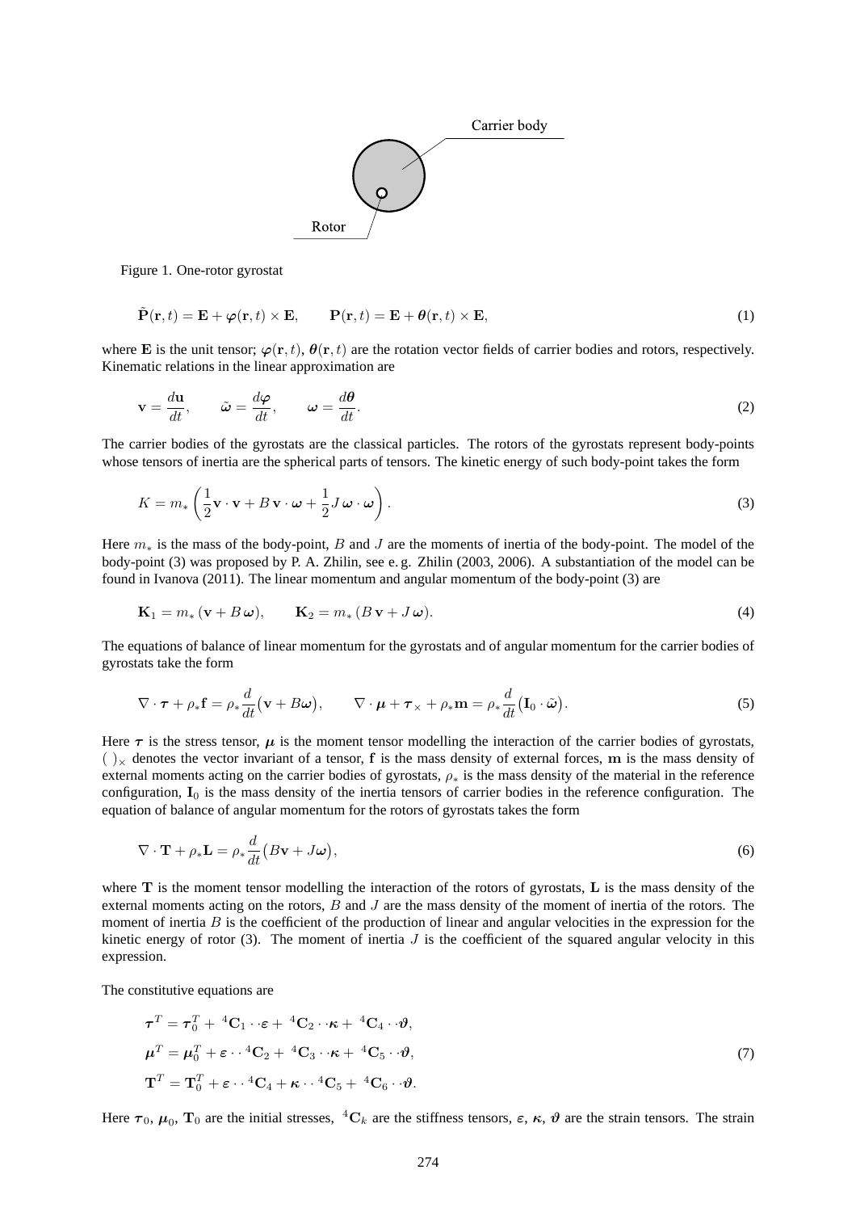Figure 1. One-rotor gyrostat

$$
\tilde{\mathbf{P}}(\mathbf{r},t) = \mathbf{E} + \boldsymbol{\varphi}(\mathbf{r},t) \times \mathbf{E}, \qquad \mathbf{P}(\mathbf{r},t) = \mathbf{E} + \boldsymbol{\theta}(\mathbf{r},t) \times \mathbf{E}, \tag{1}
$$

where $\mathbf{E}$ is the unit tensor; $\boldsymbol{\varphi}(\mathbf{r},t)$, $\boldsymbol{\theta}(\mathbf{r},t)$ are the rotation vector fields of carrier bodies and rotors, respectively. Kinematic relations in the linear approximation are

$$
\mathbf{v} = \frac{d\mathbf{u}}{dt}, \qquad \tilde{\boldsymbol{\omega}} = \frac{d\boldsymbol{\varphi}}{dt}, \qquad \boldsymbol{\omega} = \frac{d\boldsymbol{\theta}}{dt}. \tag{2}
$$

The carrier bodies of the gyrostats are the classical particles. The rotors of the gyrostats represent body-points whose tensors of inertia are the spherical parts of tensors. The kinetic energy of such body-point takes the form

$$
K = m_* \left( \frac{1}{2}\mathbf{v} \cdot \mathbf{v} + B\,\mathbf{v} \cdot \boldsymbol{\omega} + \frac{1}{2} J\,\boldsymbol{\omega} \cdot \boldsymbol{\omega} \right). \tag{3}
$$

Here $m_*$ is the mass of the body-point, $B$ and $J$ are the moments of inertia of the body-point. The model of the body-point (3) was proposed by P. A. Zhilin, see e. g. Zhilin (2003, 2006). A substantiation of the model can be found in Ivanova (2011). The linear momentum and angular momentum of the body-point (3) are

$$
\mathbf{K}_1 = m_*\,(\mathbf{v} + B\,\boldsymbol{\omega}), \qquad \mathbf{K}_2 = m_*\,(B\,\mathbf{v} + J\,\boldsymbol{\omega}). \tag{4}
$$

The equations of balance of linear momentum for the gyrostats and of angular momentum for the carrier bodies of gyrostats take the form

$$
\nabla \cdot \boldsymbol{\tau} + \rho_* \mathbf{f} = \rho_* \frac{d}{dt}\big(\mathbf{v} + B\boldsymbol{\omega}\big), \qquad \nabla \cdot \boldsymbol{\mu} + \boldsymbol{\tau}_\times + \rho_* \mathbf{m} = \rho_* \frac{d}{dt}\big(\mathbf{I}_0 \cdot \tilde{\boldsymbol{\omega}}\big). \tag{5}
$$

Here $\boldsymbol{\tau}$ is the stress tensor, $\boldsymbol{\mu}$ is the moment tensor modelling the interaction of the carrier bodies of gyrostats, $(\ )_\times$ denotes the vector invariant of a tensor, $\mathbf{f}$ is the mass density of external forces, $\mathbf{m}$ is the mass density of external moments acting on the carrier bodies of gyrostats, $\rho_*$ is the mass density of the material in the reference configuration, $\mathbf{I}_0$ is the mass density of the inertia tensors of carrier bodies in the reference configuration. The equation of balance of angular momentum for the rotors of gyrostats takes the form

$$
\nabla \cdot \mathbf{T} + \rho_* \mathbf{L} = \rho_* \frac{d}{dt}\big(B\mathbf{v} + J\boldsymbol{\omega}\big), \tag{6}
$$

where $\mathbf{T}$ is the moment tensor modelling the interaction of the rotors of gyrostats, $\mathbf{L}$ is the mass density of the external moments acting on the rotors, $B$ and $J$ are the mass density of the moment of inertia of the rotors. The moment of inertia $B$ is the coefficient of the production of linear and angular velocities in the expression for the kinetic energy of rotor (3). The moment of inertia $J$ is the coefficient of the squared angular velocity in this expression.

The constitutive equations are

$$
\begin{aligned}
\boldsymbol{\tau}^T &= \boldsymbol{\tau}_0^T + {}^4\mathbf{C}_1 \cdot\cdot\, \boldsymbol{\varepsilon} + {}^4\mathbf{C}_2 \cdot\cdot\, \boldsymbol{\kappa} + {}^4\mathbf{C}_4 \cdot\cdot\, \boldsymbol{\vartheta}, \\
\boldsymbol{\mu}^T &= \boldsymbol{\mu}_0^T + \boldsymbol{\varepsilon} \cdot\cdot\, {}^4\mathbf{C}_2 + {}^4\mathbf{C}_3 \cdot\cdot\, \boldsymbol{\kappa} + {}^4\mathbf{C}_5 \cdot\cdot\, \boldsymbol{\vartheta}, \\
\mathbf{T}^T &= \mathbf{T}_0^T + \boldsymbol{\varepsilon} \cdot\cdot\, {}^4\mathbf{C}_4 + \boldsymbol{\kappa} \cdot\cdot\, {}^4\mathbf{C}_5 + {}^4\mathbf{C}_6 \cdot\cdot\, \boldsymbol{\vartheta}.
\end{aligned} \tag{7}
$$

Here $\boldsymbol{\tau}_0$, $\boldsymbol{\mu}_0$, $\mathbf{T}_0$ are the initial stresses, ${}^4\mathbf{C}_k$ are the stiffness tensors, $\boldsymbol{\varepsilon}$, $\boldsymbol{\kappa}$, $\boldsymbol{\vartheta}$ are the strain tensors. The strain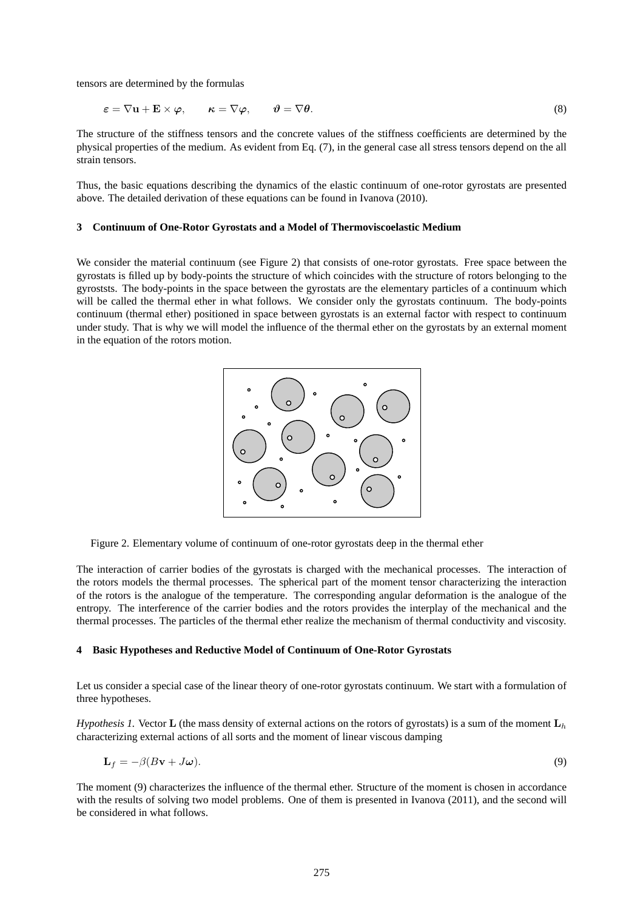tensors are determined by the formulas

$$\boldsymbol{\varepsilon} = \nabla \mathbf{u} + \mathbf{E} \times \boldsymbol{\varphi}, \qquad \boldsymbol{\kappa} = \nabla \boldsymbol{\varphi}, \qquad \boldsymbol{\vartheta} = \nabla \boldsymbol{\theta}. \tag{8}$$

The structure of the stiffness tensors and the concrete values of the stiffness coefficients are determined by the physical properties of the medium. As evident from Eq. (7), in the general case all stress tensors depend on the all strain tensors.

Thus, the basic equations describing the dynamics of the elastic continuum of one-rotor gyrostats are presented above. The detailed derivation of these equations can be found in Ivanova (2010).

## 3 Continuum of One-Rotor Gyrostats and a Model of Thermoviscoelastic Medium

We consider the material continuum (see Figure 2) that consists of one-rotor gyrostats. Free space between the gyrostats is filled up by body-points the structure of which coincides with the structure of rotors belonging to the gyroststs. The body-points in the space between the gyrostats are the elementary particles of a continuum which will be called the thermal ether in what follows. We consider only the gyrostats continuum. The body-points continuum (thermal ether) positioned in space between gyrostats is an external factor with respect to continuum under study. That is why we will model the influence of the thermal ether on the gyrostats by an external moment in the equation of the rotors motion.

Figure 2. Elementary volume of continuum of one-rotor gyrostats deep in the thermal ether

The interaction of carrier bodies of the gyrostats is charged with the mechanical processes. The interaction of the rotors models the thermal processes. The spherical part of the moment tensor characterizing the interaction of the rotors is the analogue of the temperature. The corresponding angular deformation is the analogue of the entropy. The interference of the carrier bodies and the rotors provides the interplay of the mechanical and the thermal processes. The particles of the thermal ether realize the mechanism of thermal conductivity and viscosity.

## 4 Basic Hypotheses and Reductive Model of Continuum of One-Rotor Gyrostats

Let us consider a special case of the linear theory of one-rotor gyrostats continuum. We start with a formulation of three hypotheses.

*Hypothesis 1.* Vector $\mathbf{L}$ (the mass density of external actions on the rotors of gyrostats) is a sum of the moment $\mathbf{L}_h$ characterizing external actions of all sorts and the moment of linear viscous damping

$$\mathbf{L}_f = -\beta(B\mathbf{v} + J\boldsymbol{\omega}). \tag{9}$$

The moment (9) characterizes the influence of the thermal ether. Structure of the moment is chosen in accordance with the results of solving two model problems. One of them is presented in Ivanova (2011), and the second will be considered in what follows.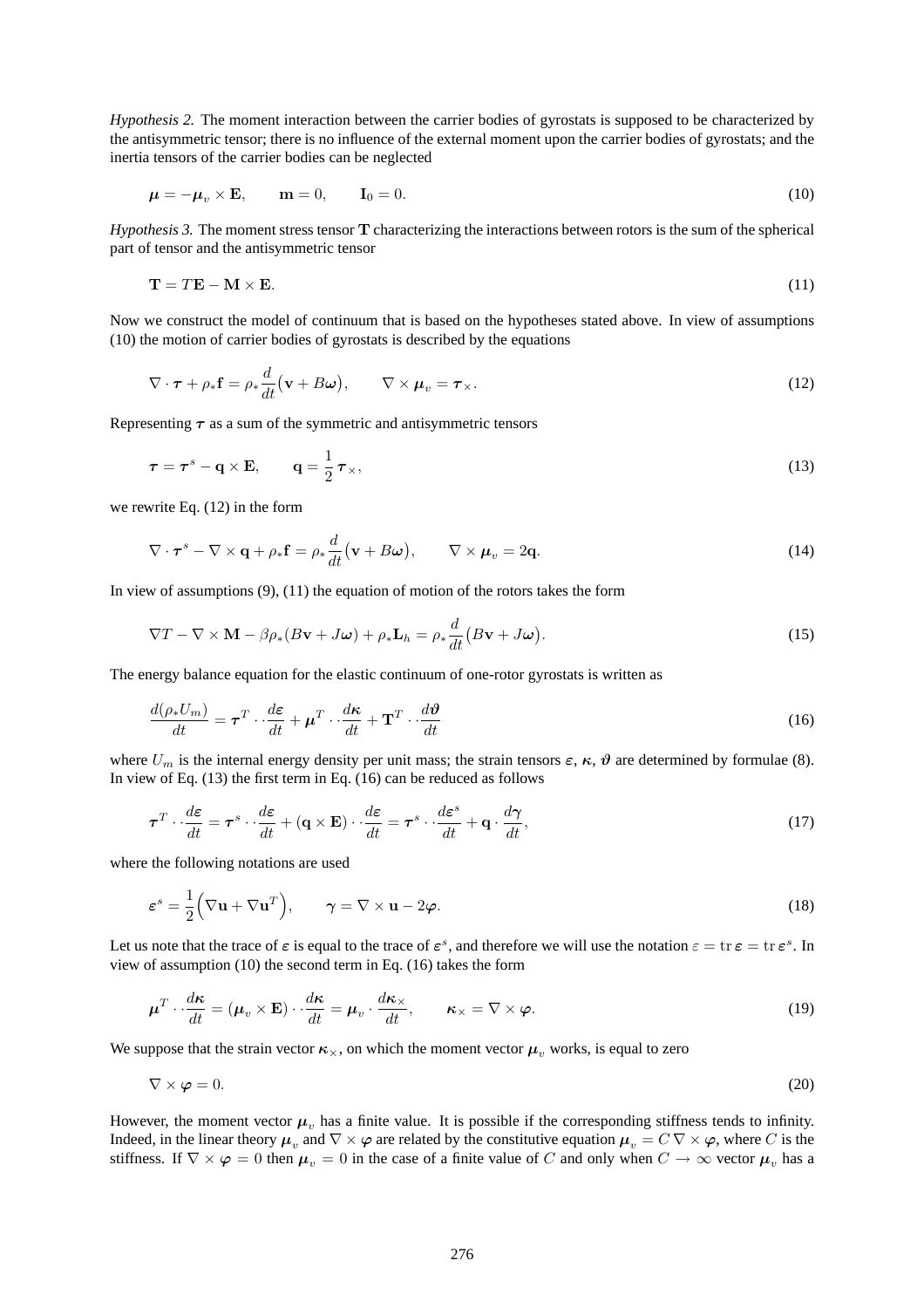*Hypothesis 2.* The moment interaction between the carrier bodies of gyrostats is supposed to be characterized by the antisymmetric tensor; there is no influence of the external moment upon the carrier bodies of gyrostats; and the inertia tensors of the carrier bodies can be neglected

$$\boldsymbol{\mu} = -\boldsymbol{\mu}_v \times \mathbf{E}, \qquad \mathbf{m} = 0, \qquad \mathbf{I}_0 = 0. \tag{10}$$

*Hypothesis 3.* The moment stress tensor $\mathbf{T}$ characterizing the interactions between rotors is the sum of the spherical part of tensor and the antisymmetric tensor

$$\mathbf{T} = T\mathbf{E} - \mathbf{M} \times \mathbf{E}. \tag{11}$$

Now we construct the model of continuum that is based on the hypotheses stated above. In view of assumptions (10) the motion of carrier bodies of gyrostats is described by the equations

$$\nabla \cdot \boldsymbol{\tau} + \rho_* \mathbf{f} = \rho_* \frac{d}{dt}\big(\mathbf{v} + B\boldsymbol{\omega}\big), \qquad \nabla \times \boldsymbol{\mu}_v = \boldsymbol{\tau}_\times. \tag{12}$$

Representing $\boldsymbol{\tau}$ as a sum of the symmetric and antisymmetric tensors

$$\boldsymbol{\tau} = \boldsymbol{\tau}^s - \mathbf{q} \times \mathbf{E}, \qquad \mathbf{q} = \frac{1}{2}\,\boldsymbol{\tau}_\times, \tag{13}$$

we rewrite Eq. (12) in the form

$$\nabla \cdot \boldsymbol{\tau}^s - \nabla \times \mathbf{q} + \rho_* \mathbf{f} = \rho_* \frac{d}{dt}\big(\mathbf{v} + B\boldsymbol{\omega}\big), \qquad \nabla \times \boldsymbol{\mu}_v = 2\mathbf{q}. \tag{14}$$

In view of assumptions (9), (11) the equation of motion of the rotors takes the form

$$\nabla T - \nabla \times \mathbf{M} - \beta\rho_*(B\mathbf{v} + J\boldsymbol{\omega}) + \rho_* \mathbf{L}_h = \rho_* \frac{d}{dt}\big(B\mathbf{v} + J\boldsymbol{\omega}\big). \tag{15}$$

The energy balance equation for the elastic continuum of one-rotor gyrostats is written as

$$\frac{d(\rho_* U_m)}{dt} = \boldsymbol{\tau}^T \cdot\cdot \frac{d\boldsymbol{\varepsilon}}{dt} + \boldsymbol{\mu}^T \cdot\cdot \frac{d\boldsymbol{\kappa}}{dt} + \mathbf{T}^T \cdot\cdot \frac{d\boldsymbol{\vartheta}}{dt} \tag{16}$$

where $U_m$ is the internal energy density per unit mass; the strain tensors $\boldsymbol{\varepsilon}$, $\boldsymbol{\kappa}$, $\boldsymbol{\vartheta}$ are determined by formulae (8). In view of Eq. (13) the first term in Eq. (16) can be reduced as follows

$$\boldsymbol{\tau}^T \cdot\cdot \frac{d\boldsymbol{\varepsilon}}{dt} = \boldsymbol{\tau}^s \cdot\cdot \frac{d\boldsymbol{\varepsilon}}{dt} + (\mathbf{q} \times \mathbf{E}) \cdot\cdot \frac{d\boldsymbol{\varepsilon}}{dt} = \boldsymbol{\tau}^s \cdot\cdot \frac{d\boldsymbol{\varepsilon}^s}{dt} + \mathbf{q} \cdot \frac{d\boldsymbol{\gamma}}{dt}, \tag{17}$$

where the following notations are used

$$\boldsymbol{\varepsilon}^s = \frac{1}{2}\Big(\nabla\mathbf{u} + \nabla\mathbf{u}^T\Big), \qquad \boldsymbol{\gamma} = \nabla \times \mathbf{u} - 2\boldsymbol{\varphi}. \tag{18}$$

Let us note that the trace of $\boldsymbol{\varepsilon}$ is equal to the trace of $\boldsymbol{\varepsilon}^s$, and therefore we will use the notation $\varepsilon = \operatorname{tr}\boldsymbol{\varepsilon} = \operatorname{tr}\boldsymbol{\varepsilon}^s$. In view of assumption (10) the second term in Eq. (16) takes the form

$$\boldsymbol{\mu}^T \cdot\cdot \frac{d\boldsymbol{\kappa}}{dt} = (\boldsymbol{\mu}_v \times \mathbf{E}) \cdot\cdot \frac{d\boldsymbol{\kappa}}{dt} = \boldsymbol{\mu}_v \cdot \frac{d\boldsymbol{\kappa}_\times}{dt}, \qquad \boldsymbol{\kappa}_\times = \nabla \times \boldsymbol{\varphi}. \tag{19}$$

We suppose that the strain vector $\boldsymbol{\kappa}_\times$, on which the moment vector $\boldsymbol{\mu}_v$ works, is equal to zero

$$\nabla \times \boldsymbol{\varphi} = 0. \tag{20}$$

However, the moment vector $\boldsymbol{\mu}_v$ has a finite value. It is possible if the corresponding stiffness tends to infinity. Indeed, in the linear theory $\boldsymbol{\mu}_v$ and $\nabla \times \boldsymbol{\varphi}$ are related by the constitutive equation $\boldsymbol{\mu}_v = C\,\nabla \times \boldsymbol{\varphi}$, where $C$ is the stiffness. If $\nabla \times \boldsymbol{\varphi} = 0$ then $\boldsymbol{\mu}_v = 0$ in the case of a finite value of $C$ and only when $C \to \infty$ vector $\boldsymbol{\mu}_v$ has a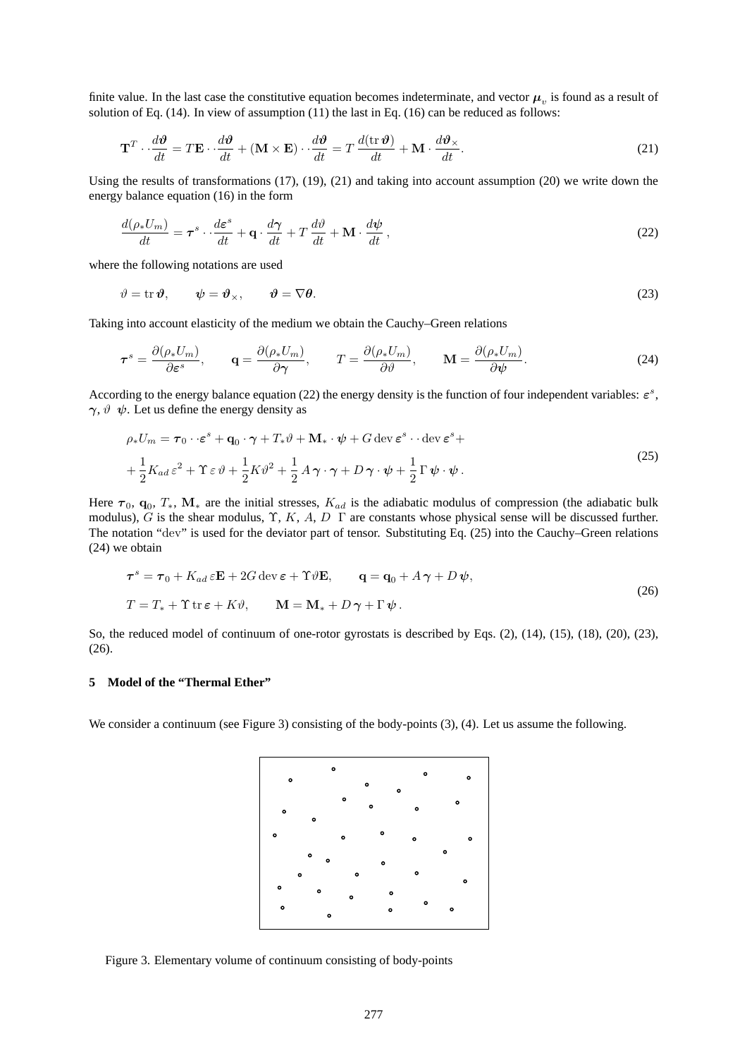finite value. In the last case the constitutive equation becomes indeterminate, and vector $\boldsymbol{\mu}_v$ is found as a result of solution of Eq. (14). In view of assumption (11) the last in Eq. (16) can be reduced as follows:

$$
\mathbf{T}^T \cdot \cdot \frac{d\boldsymbol{\vartheta}}{dt} = T\mathbf{E} \cdot \cdot \frac{d\boldsymbol{\vartheta}}{dt} + (\mathbf{M} \times \mathbf{E}) \cdot \cdot \frac{d\boldsymbol{\vartheta}}{dt} = T\,\frac{d(\operatorname{tr}\boldsymbol{\vartheta})}{dt} + \mathbf{M} \cdot \frac{d\boldsymbol{\vartheta}_\times}{dt}. \tag{21}
$$

Using the results of transformations (17), (19), (21) and taking into account assumption (20) we write down the energy balance equation (16) in the form

$$
\frac{d(\rho_* U_m)}{dt} = \boldsymbol{\tau}^s \cdot \cdot \frac{d\boldsymbol{\varepsilon}^s}{dt} + \mathbf{q} \cdot \frac{d\boldsymbol{\gamma}}{dt} + T\,\frac{d\vartheta}{dt} + \mathbf{M} \cdot \frac{d\boldsymbol{\psi}}{dt}\,, \tag{22}
$$

where the following notations are used

$$
\vartheta = \operatorname{tr}\boldsymbol{\vartheta}, \qquad \boldsymbol{\psi} = \boldsymbol{\vartheta}_\times, \qquad \boldsymbol{\vartheta} = \nabla\boldsymbol{\theta}. \tag{23}
$$

Taking into account elasticity of the medium we obtain the Cauchy–Green relations

$$
\boldsymbol{\tau}^s = \frac{\partial(\rho_* U_m)}{\partial\boldsymbol{\varepsilon}^s}, \qquad \mathbf{q} = \frac{\partial(\rho_* U_m)}{\partial\boldsymbol{\gamma}}, \qquad T = \frac{\partial(\rho_* U_m)}{\partial\vartheta}, \qquad \mathbf{M} = \frac{\partial(\rho_* U_m)}{\partial\boldsymbol{\psi}}. \tag{24}
$$

According to the energy balance equation (22) the energy density is the function of four independent variables: $\boldsymbol{\varepsilon}^s$, $\boldsymbol{\gamma}$, $\vartheta$ $\boldsymbol{\psi}$. Let us define the energy density as

$$
\begin{aligned}
&\rho_* U_m = \boldsymbol{\tau}_0 \cdot \cdot \boldsymbol{\varepsilon}^s + \mathbf{q}_0 \cdot \boldsymbol{\gamma} + T_* \vartheta + \mathbf{M}_* \cdot \boldsymbol{\psi} + G \operatorname{dev}\boldsymbol{\varepsilon}^s \cdot \cdot \operatorname{dev}\boldsymbol{\varepsilon}^s + \\
&+ \frac{1}{2} K_{ad}\, \varepsilon^2 + \Upsilon\, \varepsilon\, \vartheta + \frac{1}{2} K \vartheta^2 + \frac{1}{2}\, A\, \boldsymbol{\gamma} \cdot \boldsymbol{\gamma} + D\, \boldsymbol{\gamma} \cdot \boldsymbol{\psi} + \frac{1}{2}\, \Gamma\, \boldsymbol{\psi} \cdot \boldsymbol{\psi}\,.
\end{aligned} \tag{25}
$$

Here $\boldsymbol{\tau}_0$, $\mathbf{q}_0$, $T_*$, $\mathbf{M}_*$ are the initial stresses, $K_{ad}$ is the adiabatic modulus of compression (the adiabatic bulk modulus), $G$ is the shear modulus, $\Upsilon$, $K$, $A$, $D$ $\Gamma$ are constants whose physical sense will be discussed further. The notation "dev" is used for the deviator part of tensor. Substituting Eq. (25) into the Cauchy–Green relations (24) we obtain

$$
\begin{aligned}
&\boldsymbol{\tau}^s = \boldsymbol{\tau}_0 + K_{ad}\, \varepsilon \mathbf{E} + 2G \operatorname{dev}\boldsymbol{\varepsilon} + \Upsilon \vartheta \mathbf{E}, \qquad \mathbf{q} = \mathbf{q}_0 + A\,\boldsymbol{\gamma} + D\,\boldsymbol{\psi}, \\
&T = T_* + \Upsilon \operatorname{tr}\boldsymbol{\varepsilon} + K\vartheta, \qquad \mathbf{M} = \mathbf{M}_* + D\,\boldsymbol{\gamma} + \Gamma\,\boldsymbol{\psi}\,.
\end{aligned} \tag{26}
$$

So, the reduced model of continuum of one-rotor gyrostats is described by Eqs. (2), (14), (15), (18), (20), (23), (26).

## 5 Model of the "Thermal Ether"

We consider a continuum (see Figure 3) consisting of the body-points (3), (4). Let us assume the following.

Figure 3. Elementary volume of continuum consisting of body-points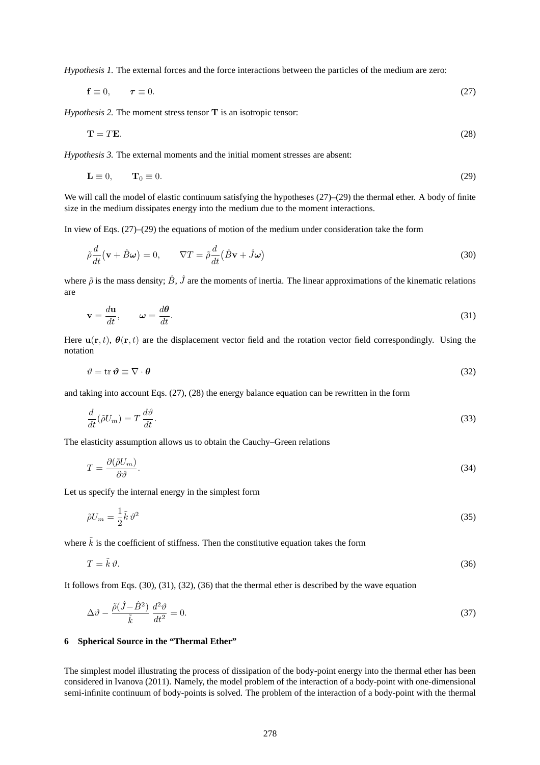*Hypothesis 1.* The external forces and the force interactions between the particles of the medium are zero:

$$\mathbf{f} \equiv 0, \qquad \boldsymbol{\tau} \equiv 0. \tag{27}$$

*Hypothesis 2.* The moment stress tensor $\mathbf{T}$ is an isotropic tensor:

$$\mathbf{T} = T\mathbf{E}. \tag{28}$$

*Hypothesis 3.* The external moments and the initial moment stresses are absent:

$$\mathbf{L} \equiv 0, \qquad \mathbf{T}_0 \equiv 0. \tag{29}$$

We will call the model of elastic continuum satisfying the hypotheses (27)–(29) the thermal ether. A body of finite size in the medium dissipates energy into the medium due to the moment interactions.

In view of Eqs. (27)–(29) the equations of motion of the medium under consideration take the form

$$\tilde{\rho}\frac{d}{dt}\big(\mathbf{v} + \hat{B}\boldsymbol{\omega}\big) = 0, \qquad \nabla T = \tilde{\rho}\frac{d}{dt}\big(\hat{B}\mathbf{v} + \hat{J}\boldsymbol{\omega}\big) \tag{30}$$

where $\tilde{\rho}$ is the mass density; $\hat{B}$, $\hat{J}$ are the moments of inertia. The linear approximations of the kinematic relations are

$$\mathbf{v} = \frac{d\mathbf{u}}{dt}, \qquad \boldsymbol{\omega} = \frac{d\boldsymbol{\theta}}{dt}. \tag{31}$$

Here $\mathbf{u}(\mathbf{r}, t)$, $\boldsymbol{\theta}(\mathbf{r}, t)$ are the displacement vector field and the rotation vector field correspondingly. Using the notation

$$\vartheta = \operatorname{tr}\boldsymbol{\vartheta} \equiv \nabla \cdot \boldsymbol{\theta} \tag{32}$$

and taking into account Eqs. (27), (28) the energy balance equation can be rewritten in the form

$$\frac{d}{dt}(\tilde{\rho}U_m) = T\,\frac{d\vartheta}{dt}. \tag{33}$$

The elasticity assumption allows us to obtain the Cauchy–Green relations

$$T = \frac{\partial(\tilde{\rho}U_m)}{\partial\vartheta}. \tag{34}$$

Let us specify the internal energy in the simplest form

$$\tilde{\rho}U_m = \frac{1}{2}\tilde{k}\,\vartheta^2 \tag{35}$$

where $\tilde{k}$ is the coefficient of stiffness. Then the constitutive equation takes the form

$$T = \tilde{k}\,\vartheta. \tag{36}$$

It follows from Eqs. (30), (31), (32), (36) that the thermal ether is described by the wave equation

$$\Delta\vartheta - \frac{\tilde{\rho}(\hat{J} - \hat{B}^2)}{\tilde{k}}\,\frac{d^2\vartheta}{dt^2} = 0. \tag{37}$$

## 6 Spherical Source in the "Thermal Ether"

The simplest model illustrating the process of dissipation of the body-point energy into the thermal ether has been considered in Ivanova (2011). Namely, the model problem of the interaction of a body-point with one-dimensional semi-infinite continuum of body-points is solved. The problem of the interaction of a body-point with the thermal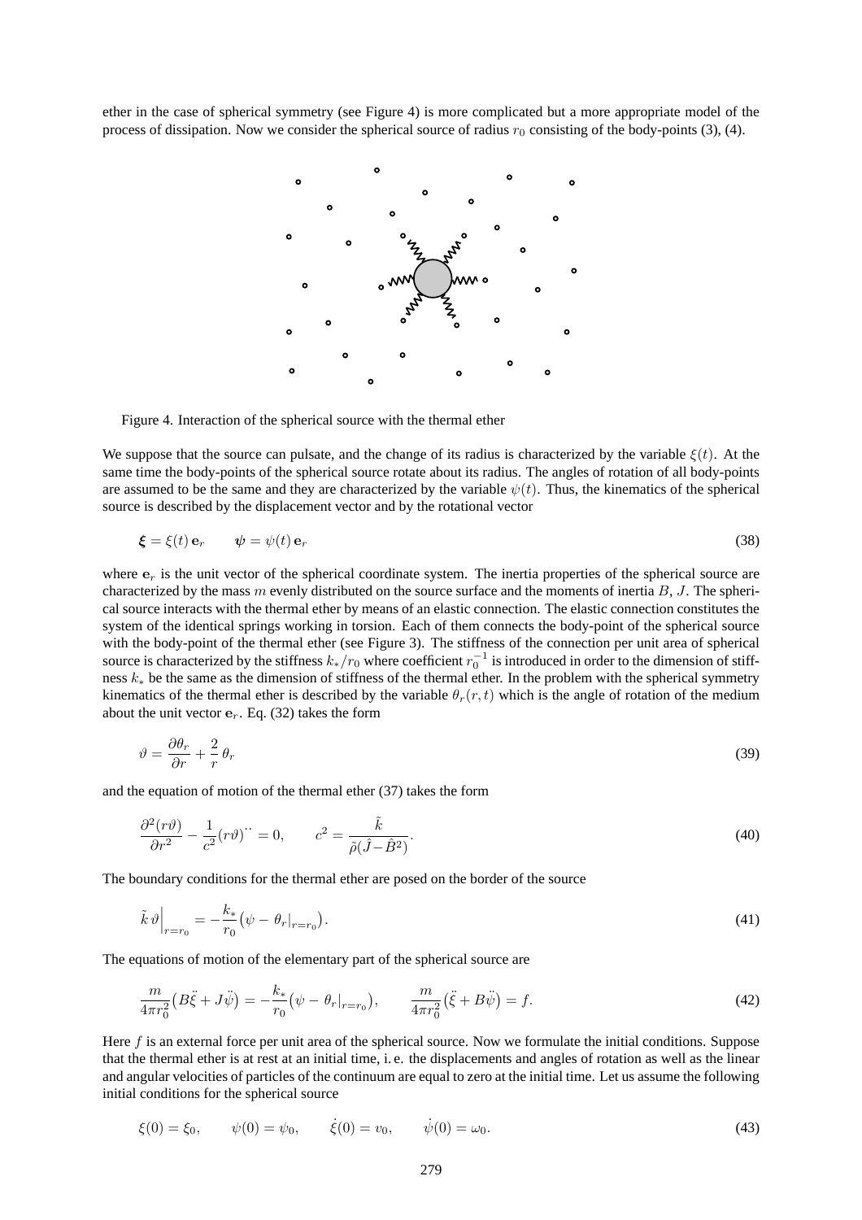ether in the case of spherical symmetry (see Figure 4) is more complicated but a more appropriate model of the process of dissipation. Now we consider the spherical source of radius $r_0$ consisting of the body-points (3), (4).

Figure 4. Interaction of the spherical source with the thermal ether

We suppose that the source can pulsate, and the change of its radius is characterized by the variable $\xi(t)$. At the same time the body-points of the spherical source rotate about its radius. The angles of rotation of all body-points are assumed to be the same and they are characterized by the variable $\psi(t)$. Thus, the kinematics of the spherical source is described by the displacement vector and by the rotational vector

$$\boldsymbol{\xi} = \xi(t)\, \mathbf{e}_r \qquad \boldsymbol{\psi} = \psi(t)\, \mathbf{e}_r \tag{38}$$

where $\mathbf{e}_r$ is the unit vector of the spherical coordinate system. The inertia properties of the spherical source are characterized by the mass $m$ evenly distributed on the source surface and the moments of inertia $B$, $J$. The spherical source interacts with the thermal ether by means of an elastic connection. The elastic connection constitutes the system of the identical springs working in torsion. Each of them connects the body-point of the spherical source with the body-point of the thermal ether (see Figure 3). The stiffness of the connection per unit area of spherical source is characterized by the stiffness $k_*/r_0$ where coefficient $r_0^{-1}$ is introduced in order to the dimension of stiffness $k_*$ be the same as the dimension of stiffness of the thermal ether. In the problem with the spherical symmetry kinematics of the thermal ether is described by the variable $\theta_r(r,t)$ which is the angle of rotation of the medium about the unit vector $\mathbf{e}_r$. Eq. (32) takes the form

$$\vartheta = \frac{\partial \theta_r}{\partial r} + \frac{2}{r}\,\theta_r \tag{39}$$

and the equation of motion of the thermal ether (37) takes the form

$$\frac{\partial^2 (r\vartheta)}{\partial r^2} - \frac{1}{c^2}(r\vartheta)^{\cdot\cdot} = 0, \qquad c^2 = \frac{\tilde{k}}{\tilde{\rho}(\hat{J} - \hat{B}^2)}. \tag{40}$$

The boundary conditions for the thermal ether are posed on the border of the source

$$\tilde{k}\,\vartheta\Big|_{r=r_0} = -\frac{k_*}{r_0}\big(\psi - \theta_r|_{r=r_0}\big). \tag{41}$$

The equations of motion of the elementary part of the spherical source are

$$\frac{m}{4\pi r_0^2}\big(B\ddot{\xi} + J\ddot{\psi}\big) = -\frac{k_*}{r_0}\big(\psi - \theta_r|_{r=r_0}\big), \qquad \frac{m}{4\pi r_0^2}\big(\ddot{\xi} + B\ddot{\psi}\big) = f. \tag{42}$$

Here $f$ is an external force per unit area of the spherical source. Now we formulate the initial conditions. Suppose that the thermal ether is at rest at an initial time, i. e. the displacements and angles of rotation as well as the linear and angular velocities of particles of the continuum are equal to zero at the initial time. Let us assume the following initial conditions for the spherical source

$$\xi(0) = \xi_0, \qquad \psi(0) = \psi_0, \qquad \dot{\xi}(0) = v_0, \qquad \dot{\psi}(0) = \omega_0. \tag{43}$$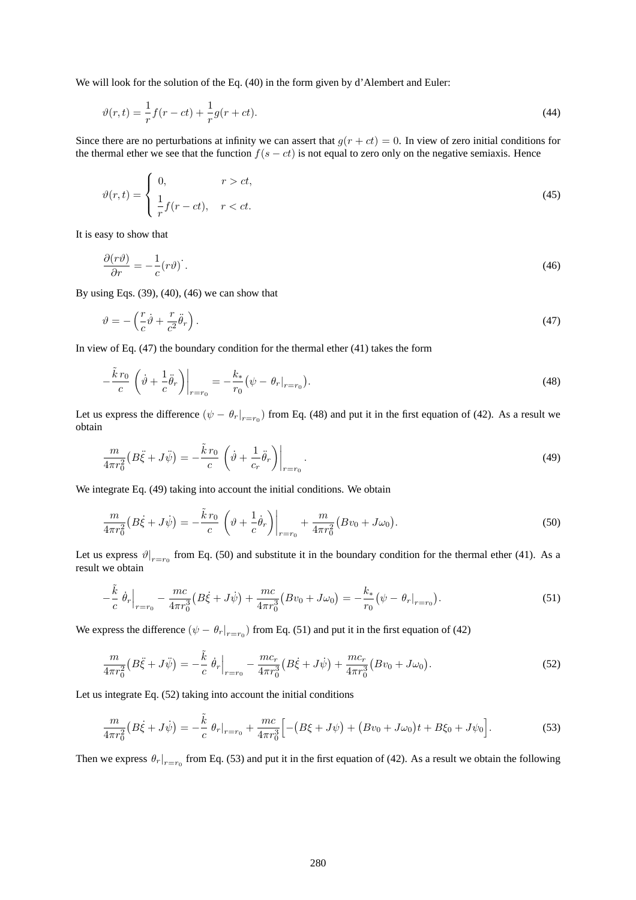We will look for the solution of the Eq. (40) in the form given by d'Alembert and Euler:

$$\vartheta(r,t) = \frac{1}{r} f(r - ct) + \frac{1}{r} g(r + ct). \tag{44}$$

Since there are no perturbations at infinity we can assert that $g(r + ct) = 0$. In view of zero initial conditions for the thermal ether we see that the function $f(s - ct)$ is not equal to zero only on the negative semiaxis. Hence

$$\vartheta(r,t) = \begin{cases} 0, & r > ct, \\ \dfrac{1}{r} f(r - ct), & r < ct. \end{cases} \tag{45}$$

It is easy to show that

$$\frac{\partial (r\vartheta)}{\partial r} = -\frac{1}{c} (r\vartheta)^{\cdot}. \tag{46}$$

By using Eqs. (39), (40), (46) we can show that

$$\vartheta = -\left( \frac{r}{c} \dot{\vartheta} + \frac{r}{c^2} \ddot{\theta}_r \right). \tag{47}$$

In view of Eq. (47) the boundary condition for the thermal ether (41) takes the form

$$-\frac{\tilde{k}\, r_0}{c} \left( \dot{\vartheta} + \frac{1}{c} \ddot{\theta}_r \right)\bigg|_{r=r_0} = -\frac{k_*}{r_0} \big( \psi - \theta_r|_{r=r_0} \big). \tag{48}$$

Let us express the difference $(\psi - \theta_r|_{r=r_0})$ from Eq. (48) and put it in the first equation of (42). As a result we obtain

$$\frac{m}{4\pi r_0^2} \big( B\ddot{\xi} + J\ddot{\psi} \big) = -\frac{\tilde{k}\, r_0}{c} \left( \dot{\vartheta} + \frac{1}{c_r} \ddot{\theta}_r \right)\bigg|_{r=r_0}. \tag{49}$$

We integrate Eq. (49) taking into account the initial conditions. We obtain

$$\frac{m}{4\pi r_0^2} \big( B\dot{\xi} + J\dot{\psi} \big) = -\frac{\tilde{k}\, r_0}{c} \left( \vartheta + \frac{1}{c} \dot{\theta}_r \right)\bigg|_{r=r_0} + \frac{m}{4\pi r_0^2} \big( Bv_0 + J\omega_0 \big). \tag{50}$$

Let us express $\vartheta|_{r=r_0}$ from Eq. (50) and substitute it in the boundary condition for the thermal ether (41). As a result we obtain

$$-\frac{\tilde{k}}{c}\, \dot{\theta}_r\Big|_{r=r_0} - \frac{mc}{4\pi r_0^3} \big( B\dot{\xi} + J\dot{\psi} \big) + \frac{mc}{4\pi r_0^3} \big( Bv_0 + J\omega_0 \big) = -\frac{k_*}{r_0} \big( \psi - \theta_r|_{r=r_0} \big). \tag{51}$$

We express the difference $(\psi - \theta_r|_{r=r_0})$ from Eq. (51) and put it in the first equation of (42)

$$\frac{m}{4\pi r_0^2} \big( B\ddot{\xi} + J\ddot{\psi} \big) = -\frac{\tilde{k}}{c}\, \dot{\theta}_r\Big|_{r=r_0} - \frac{mc_r}{4\pi r_0^3} \big( B\dot{\xi} + J\dot{\psi} \big) + \frac{mc_r}{4\pi r_0^3} \big( Bv_0 + J\omega_0 \big). \tag{52}$$

Let us integrate Eq. (52) taking into account the initial conditions

$$\frac{m}{4\pi r_0^2} \big( B\dot{\xi} + J\dot{\psi} \big) = -\frac{\tilde{k}}{c}\, \theta_r|_{r=r_0} + \frac{mc}{4\pi r_0^3} \Big[ -\big( B\xi + J\psi \big) + \big( Bv_0 + J\omega_0 \big) t + B\xi_0 + J\psi_0 \Big]. \tag{53}$$

Then we express $\theta_r|_{r=r_0}$ from Eq. (53) and put it in the first equation of (42). As a result we obtain the following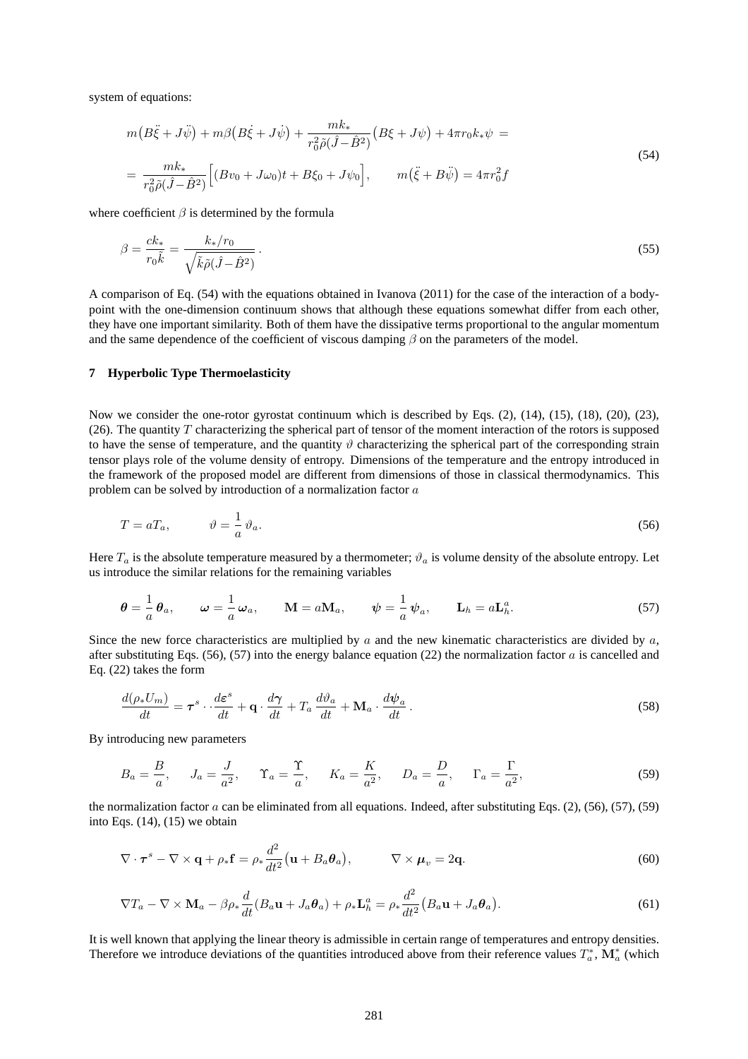system of equations:

$$
\begin{gathered}
m\big(B\ddot{\xi} + J\ddot{\psi}\big) + m\beta\big(B\dot{\xi} + J\dot{\psi}\big) + \frac{mk_*}{r_0^2\tilde{\rho}(\hat{J} - \hat{B}^2)}\big(B\xi + J\psi\big) + 4\pi r_0 k_* \psi = \\
= \frac{mk_*}{r_0^2\tilde{\rho}(\hat{J} - \hat{B}^2)}\Big[(Bv_0 + J\omega_0)t + B\xi_0 + J\psi_0\Big], \qquad m\big(\ddot{\xi} + B\ddot{\psi}\big) = 4\pi r_0^2 f
\end{gathered}
\tag{54}
$$

where coefficient $\beta$ is determined by the formula

$$
\beta = \frac{ck_*}{r_0\tilde{k}} = \frac{k_*/r_0}{\sqrt{\tilde{k}\tilde{\rho}(\hat{J} - \hat{B}^2)}}\,. \tag{55}
$$

A comparison of Eq. (54) with the equations obtained in Ivanova (2011) for the case of the interaction of a body-point with the one-dimension continuum shows that although these equations somewhat differ from each other, they have one important similarity. Both of them have the dissipative terms proportional to the angular momentum and the same dependence of the coefficient of viscous damping $\beta$ on the parameters of the model.

## 7 Hyperbolic Type Thermoelasticity

Now we consider the one-rotor gyrostat continuum which is described by Eqs. (2), (14), (15), (18), (20), (23), (26). The quantity $T$ characterizing the spherical part of tensor of the moment interaction of the rotors is supposed to have the sense of temperature, and the quantity $\vartheta$ characterizing the spherical part of the corresponding strain tensor plays role of the volume density of entropy. Dimensions of the temperature and the entropy introduced in the framework of the proposed model are different from dimensions of those in classical thermodynamics. This problem can be solved by introduction of a normalization factor $a$

$$
T = aT_a, \qquad \vartheta = \frac{1}{a}\,\vartheta_a. \tag{56}
$$

Here $T_a$ is the absolute temperature measured by a thermometer; $\vartheta_a$ is volume density of the absolute entropy. Let us introduce the similar relations for the remaining variables

$$
\boldsymbol{\theta} = \frac{1}{a}\,\boldsymbol{\theta}_a, \qquad \boldsymbol{\omega} = \frac{1}{a}\,\boldsymbol{\omega}_a, \qquad \mathbf{M} = a\mathbf{M}_a, \qquad \boldsymbol{\psi} = \frac{1}{a}\,\boldsymbol{\psi}_a, \qquad \mathbf{L}_h = a\mathbf{L}_h^a. \tag{57}
$$

Since the new force characteristics are multiplied by $a$ and the new kinematic characteristics are divided by $a$, after substituting Eqs. (56), (57) into the energy balance equation (22) the normalization factor $a$ is cancelled and Eq. (22) takes the form

$$
\frac{d(\rho_* U_m)}{dt} = \boldsymbol{\tau}^s \cdot\cdot \frac{d\boldsymbol{\varepsilon}^s}{dt} + \mathbf{q}\cdot\frac{d\boldsymbol{\gamma}}{dt} + T_a\,\frac{d\vartheta_a}{dt} + \mathbf{M}_a\cdot\frac{d\boldsymbol{\psi}_a}{dt}\,. \tag{58}
$$

By introducing new parameters

$$
B_a = \frac{B}{a}, \qquad J_a = \frac{J}{a^2}, \qquad \Upsilon_a = \frac{\Upsilon}{a}, \qquad K_a = \frac{K}{a^2}, \qquad D_a = \frac{D}{a}, \qquad \Gamma_a = \frac{\Gamma}{a^2}, \tag{59}
$$

the normalization factor $a$ can be eliminated from all equations. Indeed, after substituting Eqs. (2), (56), (57), (59) into Eqs. (14), (15) we obtain

$$
\nabla\cdot\boldsymbol{\tau}^s - \nabla\times\mathbf{q} + \rho_*\mathbf{f} = \rho_*\frac{d^2}{dt^2}\big(\mathbf{u} + B_a\boldsymbol{\theta}_a\big), \qquad \nabla\times\boldsymbol{\mu}_v = 2\mathbf{q}. \tag{60}
$$

$$
\nabla T_a - \nabla\times\mathbf{M}_a - \beta\rho_*\frac{d}{dt}\big(B_a\mathbf{u} + J_a\boldsymbol{\theta}_a\big) + \rho_*\mathbf{L}_h^a = \rho_*\frac{d^2}{dt^2}\big(B_a\mathbf{u} + J_a\boldsymbol{\theta}_a\big). \tag{61}
$$

It is well known that applying the linear theory is admissible in certain range of temperatures and entropy densities. Therefore we introduce deviations of the quantities introduced above from their reference values $T_a^*$, $\mathbf{M}_a^*$ (which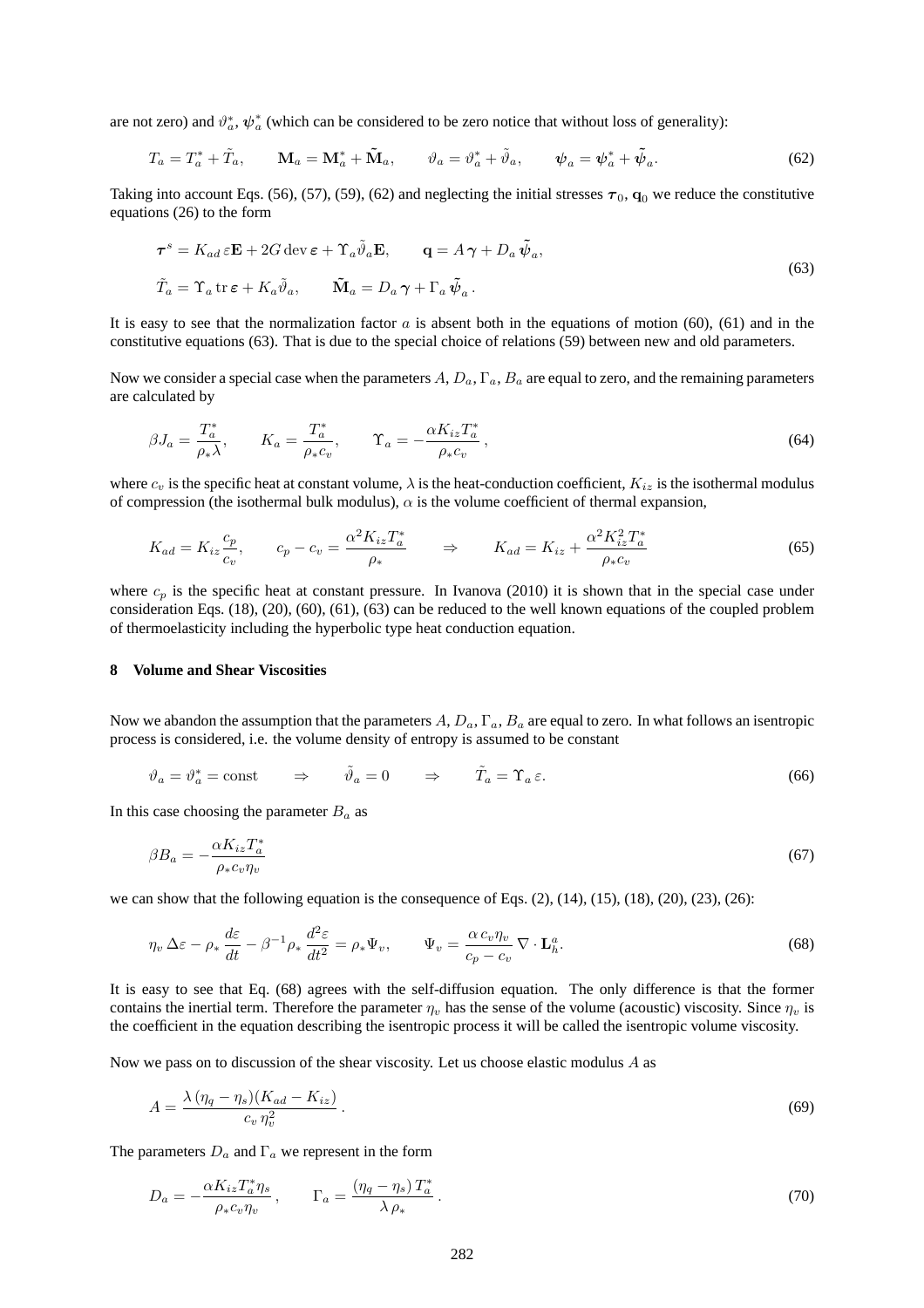are not zero) and $\vartheta_a^*$, $\boldsymbol{\psi}_a^*$ (which can be considered to be zero notice that without loss of generality):

$$T_a = T_a^* + \tilde{T}_a, \qquad \mathbf{M}_a = \mathbf{M}_a^* + \tilde{\mathbf{M}}_a, \qquad \vartheta_a = \vartheta_a^* + \tilde{\vartheta}_a, \qquad \boldsymbol{\psi}_a = \boldsymbol{\psi}_a^* + \tilde{\boldsymbol{\psi}}_a. \tag{62}$$

Taking into account Eqs. (56), (57), (59), (62) and neglecting the initial stresses $\boldsymbol{\tau}_0$, $\mathbf{q}_0$ we reduce the constitutive equations (26) to the form

$$\begin{aligned} &\boldsymbol{\tau}^s = K_{ad}\,\varepsilon\mathbf{E} + 2G\,\mathrm{dev}\,\boldsymbol{\varepsilon} + \Upsilon_a\tilde{\vartheta}_a\mathbf{E}, \qquad \mathbf{q} = A\,\boldsymbol{\gamma} + D_a\,\tilde{\boldsymbol{\psi}}_a, \\ &\tilde{T}_a = \Upsilon_a\,\mathrm{tr}\,\boldsymbol{\varepsilon} + K_a\tilde{\vartheta}_a, \qquad \tilde{\mathbf{M}}_a = D_a\,\boldsymbol{\gamma} + \Gamma_a\,\tilde{\boldsymbol{\psi}}_a\,. \end{aligned} \tag{63}$$

It is easy to see that the normalization factor $a$ is absent both in the equations of motion (60), (61) and in the constitutive equations (63). That is due to the special choice of relations (59) between new and old parameters.

Now we consider a special case when the parameters $A$, $D_a$, $\Gamma_a$, $B_a$ are equal to zero, and the remaining parameters are calculated by

$$\beta J_a = \frac{T_a^*}{\rho_*\lambda}, \qquad K_a = \frac{T_a^*}{\rho_* c_v}, \qquad \Upsilon_a = -\frac{\alpha K_{iz} T_a^*}{\rho_* c_v}\,, \tag{64}$$

where $c_v$ is the specific heat at constant volume, $\lambda$ is the heat-conduction coefficient, $K_{iz}$ is the isothermal modulus of compression (the isothermal bulk modulus), $\alpha$ is the volume coefficient of thermal expansion,

$$K_{ad} = K_{iz}\frac{c_p}{c_v}, \qquad c_p - c_v = \frac{\alpha^2 K_{iz} T_a^*}{\rho_*} \qquad \Rightarrow \qquad K_{ad} = K_{iz} + \frac{\alpha^2 K_{iz}^2 T_a^*}{\rho_* c_v} \tag{65}$$

where $c_p$ is the specific heat at constant pressure. In Ivanova (2010) it is shown that in the special case under consideration Eqs. (18), (20), (60), (61), (63) can be reduced to the well known equations of the coupled problem of thermoelasticity including the hyperbolic type heat conduction equation.

## 8 Volume and Shear Viscosities

Now we abandon the assumption that the parameters $A$, $D_a$, $\Gamma_a$, $B_a$ are equal to zero. In what follows an isentropic process is considered, i.e. the volume density of entropy is assumed to be constant

$$\vartheta_a = \vartheta_a^* = \mathrm{const} \qquad \Rightarrow \qquad \tilde{\vartheta}_a = 0 \qquad \Rightarrow \qquad \tilde{T}_a = \Upsilon_a\,\varepsilon. \tag{66}$$

In this case choosing the parameter $B_a$ as

$$\beta B_a = -\frac{\alpha K_{iz} T_a^*}{\rho_* c_v \eta_v} \tag{67}$$

we can show that the following equation is the consequence of Eqs. (2), (14), (15), (18), (20), (23), (26):

$$\eta_v\,\Delta\varepsilon - \rho_*\,\frac{d\varepsilon}{dt} - \beta^{-1}\rho_*\,\frac{d^2\varepsilon}{dt^2} = \rho_*\Psi_v, \qquad \Psi_v = \frac{\alpha\,c_v\eta_v}{c_p - c_v}\,\nabla\cdot\mathbf{L}_h^a. \tag{68}$$

It is easy to see that Eq. (68) agrees with the self-diffusion equation. The only difference is that the former contains the inertial term. Therefore the parameter $\eta_v$ has the sense of the volume (acoustic) viscosity. Since $\eta_v$ is the coefficient in the equation describing the isentropic process it will be called the isentropic volume viscosity.

Now we pass on to discussion of the shear viscosity. Let us choose elastic modulus $A$ as

$$A = \frac{\lambda\,(\eta_q - \eta_s)(K_{ad} - K_{iz})}{c_v\,\eta_v^2}\,. \tag{69}$$

The parameters $D_a$ and $\Gamma_a$ we represent in the form

$$D_a = -\frac{\alpha K_{iz} T_a^* \eta_s}{\rho_* c_v \eta_v}\,, \qquad \Gamma_a = \frac{(\eta_q - \eta_s)\,T_a^*}{\lambda\,\rho_*}\,. \tag{70}$$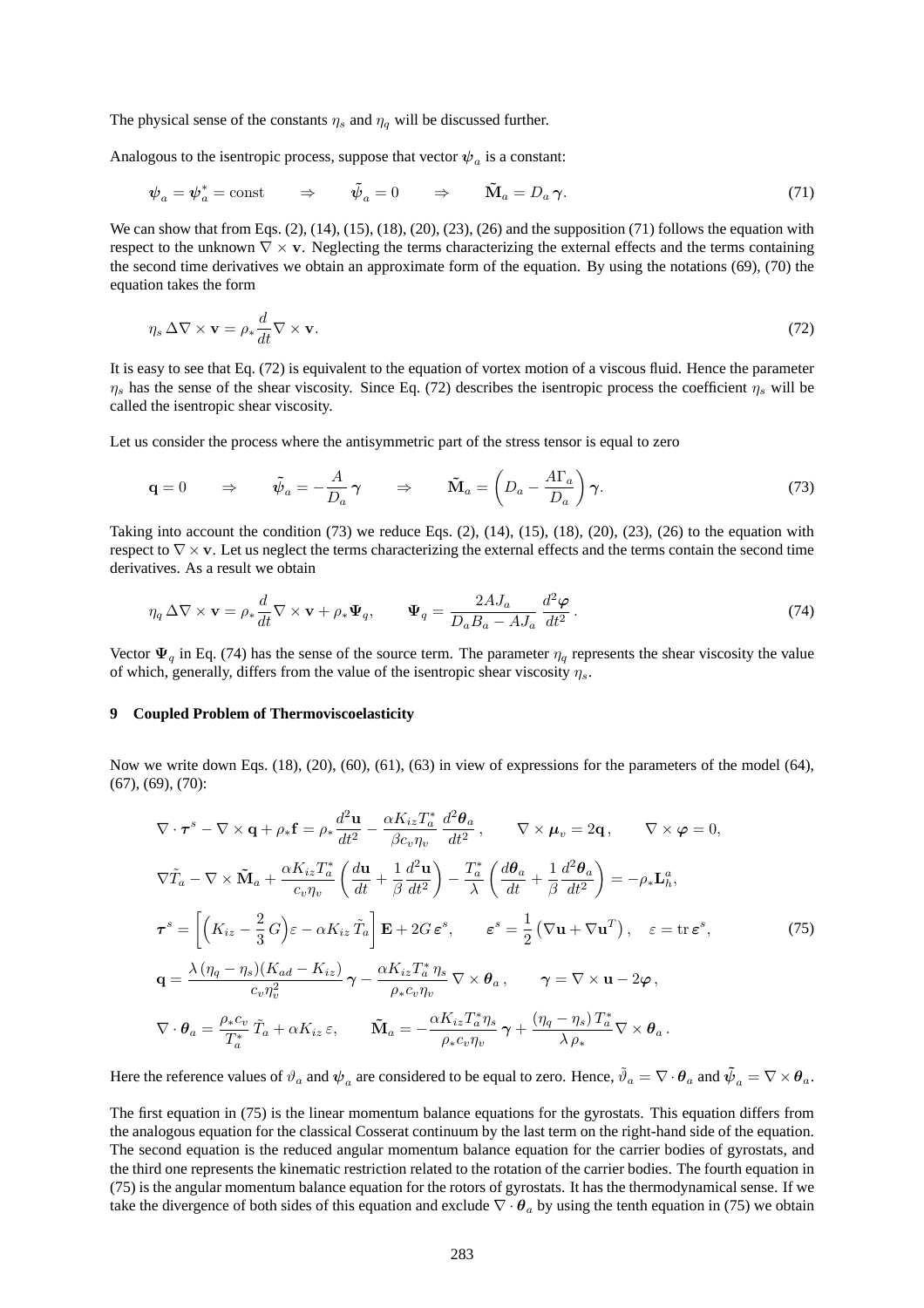The physical sense of the constants $\eta_s$ and $\eta_q$ will be discussed further.

Analogous to the isentropic process, suppose that vector $\boldsymbol{\psi}_a$ is a constant:

$$\boldsymbol{\psi}_a = \boldsymbol{\psi}_a^* = \text{const} \qquad \Rightarrow \qquad \tilde{\boldsymbol{\psi}}_a = 0 \qquad \Rightarrow \qquad \tilde{\mathbf{M}}_a = D_a\,\boldsymbol{\gamma}. \tag{71}$$

We can show that from Eqs. (2), (14), (15), (18), (20), (23), (26) and the supposition (71) follows the equation with respect to the unknown $\nabla\times\mathbf{v}$. Neglecting the terms characterizing the external effects and the terms containing the second time derivatives we obtain an approximate form of the equation. By using the notations (69), (70) the equation takes the form

$$\eta_s\,\Delta\nabla\times\mathbf{v} = \rho_*\frac{d}{dt}\nabla\times\mathbf{v}. \tag{72}$$

It is easy to see that Eq. (72) is equivalent to the equation of vortex motion of a viscous fluid. Hence the parameter $\eta_s$ has the sense of the shear viscosity. Since Eq. (72) describes the isentropic process the coefficient $\eta_s$ will be called the isentropic shear viscosity.

Let us consider the process where the antisymmetric part of the stress tensor is equal to zero

$$\mathbf{q} = 0 \qquad \Rightarrow \qquad \tilde{\boldsymbol{\psi}}_a = -\frac{A}{D_a}\,\boldsymbol{\gamma} \qquad \Rightarrow \qquad \tilde{\mathbf{M}}_a = \left(D_a - \frac{A\Gamma_a}{D_a}\right)\boldsymbol{\gamma}. \tag{73}$$

Taking into account the condition (73) we reduce Eqs. (2), (14), (15), (18), (20), (23), (26) to the equation with respect to $\nabla\times\mathbf{v}$. Let us neglect the terms characterizing the external effects and the terms contain the second time derivatives. As a result we obtain

$$\eta_q\,\Delta\nabla\times\mathbf{v} = \rho_*\frac{d}{dt}\nabla\times\mathbf{v} + \rho_*\boldsymbol{\Psi}_q, \qquad \boldsymbol{\Psi}_q = \frac{2AJ_a}{D_aB_a - AJ_a}\,\frac{d^2\boldsymbol{\varphi}}{dt^2}\,. \tag{74}$$

Vector $\boldsymbol{\Psi}_q$ in Eq. (74) has the sense of the source term. The parameter $\eta_q$ represents the shear viscosity the value of which, generally, differs from the value of the isentropic shear viscosity $\eta_s$.

## 9 Coupled Problem of Thermoviscoelasticity

Now we write down Eqs. (18), (20), (60), (61), (63) in view of expressions for the parameters of the model (64), (67), (69), (70):

$$
\begin{aligned}
&\nabla\cdot\boldsymbol{\tau}^s - \nabla\times\mathbf{q} + \rho_*\mathbf{f} = \rho_*\frac{d^2\mathbf{u}}{dt^2} - \frac{\alpha K_{iz}T_a^*}{\beta c_v\eta_v}\,\frac{d^2\boldsymbol{\theta}_a}{dt^2}\,, \qquad \nabla\times\boldsymbol{\mu}_v = 2\mathbf{q}\,, \qquad \nabla\times\boldsymbol{\varphi} = 0,\\
&\nabla\tilde{T}_a - \nabla\times\tilde{\mathbf{M}}_a + \frac{\alpha K_{iz}T_a^*}{c_v\eta_v}\left(\frac{d\mathbf{u}}{dt} + \frac{1}{\beta}\frac{d^2\mathbf{u}}{dt^2}\right) - \frac{T_a^*}{\lambda}\left(\frac{d\boldsymbol{\theta}_a}{dt} + \frac{1}{\beta}\frac{d^2\boldsymbol{\theta}_a}{dt^2}\right) = -\rho_*\mathbf{L}_h^a,\\
&\boldsymbol{\tau}^s = \left[\left(K_{iz} - \frac{2}{3}\,G\right)\varepsilon - \alpha K_{iz}\,\tilde{T}_a\right]\mathbf{E} + 2G\,\boldsymbol{\varepsilon}^s, \qquad \boldsymbol{\varepsilon}^s = \frac{1}{2}\left(\nabla\mathbf{u} + \nabla\mathbf{u}^T\right), \quad \varepsilon = \operatorname{tr}\boldsymbol{\varepsilon}^s,\\
&\mathbf{q} = \frac{\lambda\,(\eta_q - \eta_s)(K_{ad} - K_{iz})}{c_v\eta_v^2}\,\boldsymbol{\gamma} - \frac{\alpha K_{iz}T_a^*\,\eta_s}{\rho_*c_v\eta_v}\,\nabla\times\boldsymbol{\theta}_a\,, \qquad \boldsymbol{\gamma} = \nabla\times\mathbf{u} - 2\boldsymbol{\varphi}\,,\\
&\nabla\cdot\boldsymbol{\theta}_a = \frac{\rho_*c_v}{T_a^*}\,\tilde{T}_a + \alpha K_{iz}\,\varepsilon, \qquad \tilde{\mathbf{M}}_a = -\frac{\alpha K_{iz}T_a^*\eta_s}{\rho_*c_v\eta_v}\,\boldsymbol{\gamma} + \frac{(\eta_q - \eta_s)\,T_a^*}{\lambda\,\rho_*}\nabla\times\boldsymbol{\theta}_a\,.
\end{aligned}
\tag{75}
$$

Here the reference values of $\vartheta_a$ and $\boldsymbol{\psi}_a$ are considered to be equal to zero. Hence, $\tilde{\vartheta}_a = \nabla\cdot\boldsymbol{\theta}_a$ and $\tilde{\boldsymbol{\psi}}_a = \nabla\times\boldsymbol{\theta}_a$.

The first equation in (75) is the linear momentum balance equations for the gyrostats. This equation differs from the analogous equation for the classical Cosserat continuum by the last term on the right-hand side of the equation. The second equation is the reduced angular momentum balance equation for the carrier bodies of gyrostats, and the third one represents the kinematic restriction related to the rotation of the carrier bodies. The fourth equation in (75) is the angular momentum balance equation for the rotors of gyrostats. It has the thermodynamical sense. If we take the divergence of both sides of this equation and exclude $\nabla\cdot\boldsymbol{\theta}_a$ by using the tenth equation in (75) we obtain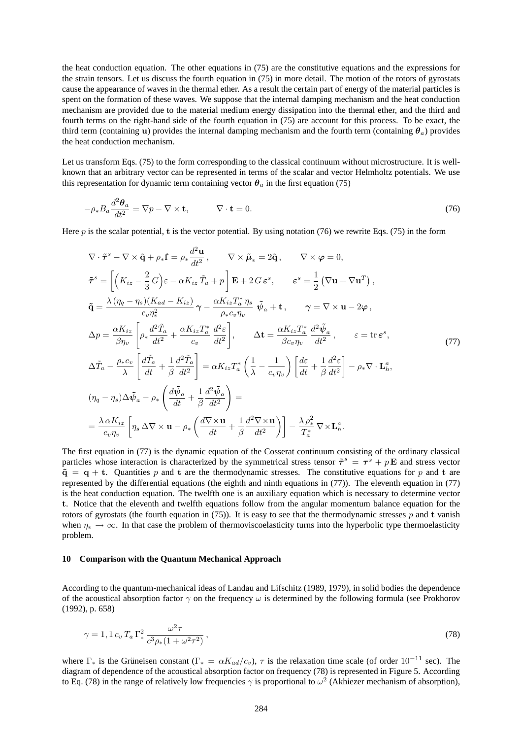the heat conduction equation. The other equations in (75) are the constitutive equations and the expressions for the strain tensors. Let us discuss the fourth equation in (75) in more detail. The motion of the rotors of gyrostats cause the appearance of waves in the thermal ether. As a result the certain part of energy of the material particles is spent on the formation of these waves. We suppose that the internal damping mechanism and the heat conduction mechanism are provided due to the material medium energy dissipation into the thermal ether, and the third and fourth terms on the right-hand side of the fourth equation in (75) are account for this process. To be exact, the third term (containing $\mathbf{u}$) provides the internal damping mechanism and the fourth term (containing $\boldsymbol{\theta}_a$) provides the heat conduction mechanism.

Let us transform Eqs. (75) to the form corresponding to the classical continuum without microstructure. It is well-known that an arbitrary vector can be represented in terms of the scalar and vector Helmholtz potentials. We use this representation for dynamic term containing vector $\boldsymbol{\theta}_a$ in the first equation (75)

$$
-\rho_* B_a \frac{d^2\boldsymbol{\theta}_a}{dt^2} = \nabla p - \nabla \times \mathbf{t}, \qquad \nabla \cdot \mathbf{t} = 0. \tag{76}
$$

Here $p$ is the scalar potential, $\mathbf{t}$ is the vector potential. By using notation (76) we rewrite Eqs. (75) in the form

$$
\begin{aligned}
&\nabla \cdot \tilde{\boldsymbol{\tau}}^s - \nabla \times \tilde{\mathbf{q}} + \rho_* \mathbf{f} = \rho_* \frac{d^2\mathbf{u}}{dt^2}\,, \qquad \nabla \times \tilde{\boldsymbol{\mu}}_v = 2\tilde{\mathbf{q}}\,, \qquad \nabla \times \boldsymbol{\varphi} = 0,\\
&\tilde{\boldsymbol{\tau}}^s = \left[\Big(K_{iz} - \frac{2}{3}\,G\Big)\varepsilon - \alpha K_{iz}\,\tilde{T}_a + p\right]\mathbf{E} + 2\,G\,\boldsymbol{\varepsilon}^s, \qquad \boldsymbol{\varepsilon}^s = \frac{1}{2}\left(\nabla\mathbf{u} + \nabla\mathbf{u}^T\right),\\
&\tilde{\mathbf{q}} = \frac{\lambda\,(\eta_q - \eta_s)(K_{ad} - K_{iz})}{c_v \eta_v^2}\,\boldsymbol{\gamma} - \frac{\alpha K_{iz} T_a^*\,\eta_s}{\rho_* c_v \eta_v}\,\tilde{\boldsymbol{\psi}}_a + \mathbf{t}\,, \qquad \boldsymbol{\gamma} = \nabla \times \mathbf{u} - 2\boldsymbol{\varphi}\,,\\
&\Delta p = \frac{\alpha K_{iz}}{\beta \eta_v}\left[\rho_* \frac{d^2\tilde{T}_a}{dt^2} + \frac{\alpha K_{iz} T_a^*}{c_v}\,\frac{d^2\varepsilon}{dt^2}\right], \qquad \Delta \mathbf{t} = \frac{\alpha K_{iz} T_a^*}{\beta c_v \eta_v}\,\frac{d^2\tilde{\boldsymbol{\psi}}_a}{dt^2}\,, \qquad \varepsilon = \operatorname{tr}\boldsymbol{\varepsilon}^s,\\
&\Delta\tilde{T}_a - \frac{\rho_* c_v}{\lambda}\left[\frac{d\tilde{T}_a}{dt} + \frac{1}{\beta}\frac{d^2\tilde{T}_a}{dt^2}\right] = \alpha K_{iz} T_a^*\left(\frac{1}{\lambda} - \frac{1}{c_v\eta_v}\right)\left[\frac{d\varepsilon}{dt} + \frac{1}{\beta}\frac{d^2\varepsilon}{dt^2}\right] - \rho_* \nabla \cdot \mathbf{L}_h^a,\\
&(\eta_q - \eta_s)\Delta\tilde{\boldsymbol{\psi}}_a - \rho_*\left(\frac{d\tilde{\boldsymbol{\psi}}_a}{dt} + \frac{1}{\beta}\frac{d^2\tilde{\boldsymbol{\psi}}_a}{dt^2}\right) =\\
&= \frac{\lambda\,\alpha K_{iz}}{c_v\eta_v}\left[\eta_s\,\Delta\nabla\times\mathbf{u} - \rho_*\left(\frac{d\nabla\times\mathbf{u}}{dt} + \frac{1}{\beta}\frac{d^2\nabla\times\mathbf{u}}{dt^2}\right)\right] - \frac{\lambda\,\rho_*^2}{T_a^*}\,\nabla\times\mathbf{L}_h^a.
\end{aligned} \tag{77}
$$

The first equation in (77) is the dynamic equation of the Cosserat continuum consisting of the ordinary classical particles whose interaction is characterized by the symmetrical stress tensor $\tilde{\boldsymbol{\tau}}^s = \boldsymbol{\tau}^s + p\,\mathbf{E}$ and stress vector $\tilde{\mathbf{q}} = \mathbf{q} + \mathbf{t}$. Quantities $p$ and $\mathbf{t}$ are the thermodynamic stresses. The constitutive equations for $p$ and $\mathbf{t}$ are represented by the differential equations (the eighth and ninth equations in (77)). The eleventh equation in (77) is the heat conduction equation. The twelfth one is an auxiliary equation which is necessary to determine vector $\mathbf{t}$. Notice that the eleventh and twelfth equations follow from the angular momentum balance equation for the rotors of gyrostats (the fourth equation in (75)). It is easy to see that the thermodynamic stresses $p$ and $\mathbf{t}$ vanish when $\eta_v \to \infty$. In that case the problem of thermoviscoelasticity turns into the hyperbolic type thermoelasticity problem.

## 10 Comparison with the Quantum Mechanical Approach

According to the quantum-mechanical ideas of Landau and Lifschitz (1989, 1979), in solid bodies the dependence of the acoustical absorption factor $\gamma$ on the frequency $\omega$ is determined by the following formula (see Prokhorov (1992), p. 658)

$$
\gamma = 1,1\,c_v\,T_a\,\Gamma_*^2\,\frac{\omega^2\tau}{c^3\rho_*(1+\omega^2\tau^2)}\,, \tag{78}
$$

where $\Gamma_*$ is the Grüneisen constant ($\Gamma_* = \alpha K_{ad}/c_v$), $\tau$ is the relaxation time scale (of order $10^{-11}$ sec). The diagram of dependence of the acoustical absorption factor on frequency (78) is represented in Figure 5. According to Eq. (78) in the range of relatively low frequencies $\gamma$ is proportional to $\omega^2$ (Akhiezer mechanism of absorption),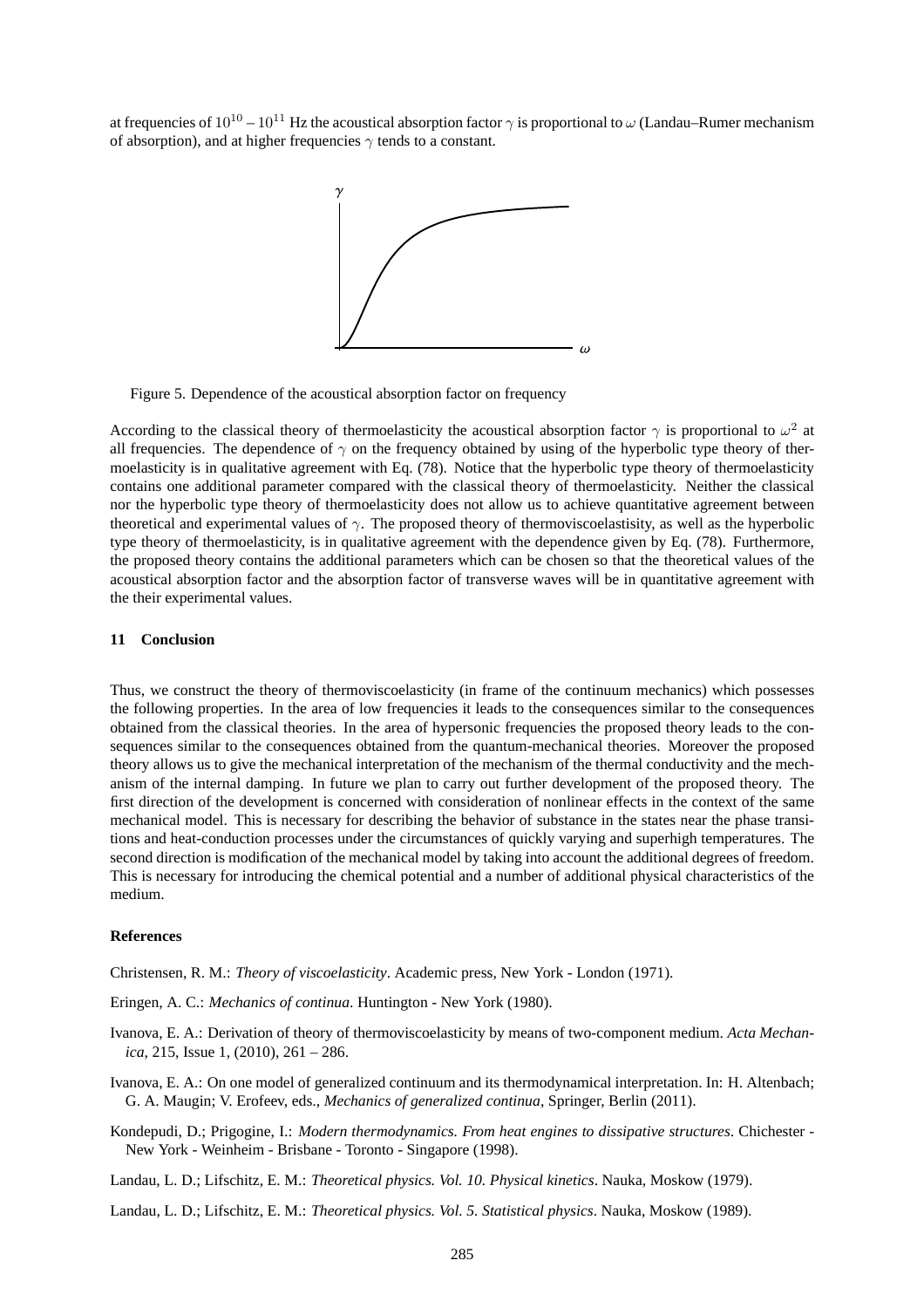at frequencies of $10^{10} - 10^{11}$ Hz the acoustical absorption factor $\gamma$ is proportional to $\omega$ (Landau–Rumer mechanism of absorption), and at higher frequencies $\gamma$ tends to a constant.

Figure 5. Dependence of the acoustical absorption factor on frequency

According to the classical theory of thermoelasticity the acoustical absorption factor $\gamma$ is proportional to $\omega^2$ at all frequencies. The dependence of $\gamma$ on the frequency obtained by using of the hyperbolic type theory of thermoelasticity is in qualitative agreement with Eq. (78). Notice that the hyperbolic type theory of thermoelasticity contains one additional parameter compared with the classical theory of thermoelasticity. Neither the classical nor the hyperbolic type theory of thermoelasticity does not allow us to achieve quantitative agreement between theoretical and experimental values of $\gamma$. The proposed theory of thermoviscoelastisity, as well as the hyperbolic type theory of thermoelasticity, is in qualitative agreement with the dependence given by Eq. (78). Furthermore, the proposed theory contains the additional parameters which can be chosen so that the theoretical values of the acoustical absorption factor and the absorption factor of transverse waves will be in quantitative agreement with the their experimental values.

## 11 Conclusion

Thus, we construct the theory of thermoviscoelasticity (in frame of the continuum mechanics) which possesses the following properties. In the area of low frequencies it leads to the consequences similar to the consequences obtained from the classical theories. In the area of hypersonic frequencies the proposed theory leads to the consequences similar to the consequences obtained from the quantum-mechanical theories. Moreover the proposed theory allows us to give the mechanical interpretation of the mechanism of the thermal conductivity and the mechanism of the internal damping. In future we plan to carry out further development of the proposed theory. The first direction of the development is concerned with consideration of nonlinear effects in the context of the same mechanical model. This is necessary for describing the behavior of substance in the states near the phase transitions and heat-conduction processes under the circumstances of quickly varying and superhigh temperatures. The second direction is modification of the mechanical model by taking into account the additional degrees of freedom. This is necessary for introducing the chemical potential and a number of additional physical characteristics of the medium.

## References

Christensen, R. M.: *Theory of viscoelasticity*. Academic press, New York - London (1971).

Eringen, A. C.: *Mechanics of continua*. Huntington - New York (1980).

Ivanova, E. A.: Derivation of theory of thermoviscoelasticity by means of two-component medium. *Acta Mechanica*, 215, Issue 1, (2010), 261 – 286.

Ivanova, E. A.: On one model of generalized continuum and its thermodynamical interpretation. In: H. Altenbach; G. A. Maugin; V. Erofeev, eds., *Mechanics of generalized continua*, Springer, Berlin (2011).

Kondepudi, D.; Prigogine, I.: *Modern thermodynamics. From heat engines to dissipative structures*. Chichester - New York - Weinheim - Brisbane - Toronto - Singapore (1998).

Landau, L. D.; Lifschitz, E. M.: *Theoretical physics. Vol. 10. Physical kinetics*. Nauka, Moskow (1979).

Landau, L. D.; Lifschitz, E. M.: *Theoretical physics. Vol. 5. Statistical physics*. Nauka, Moskow (1989).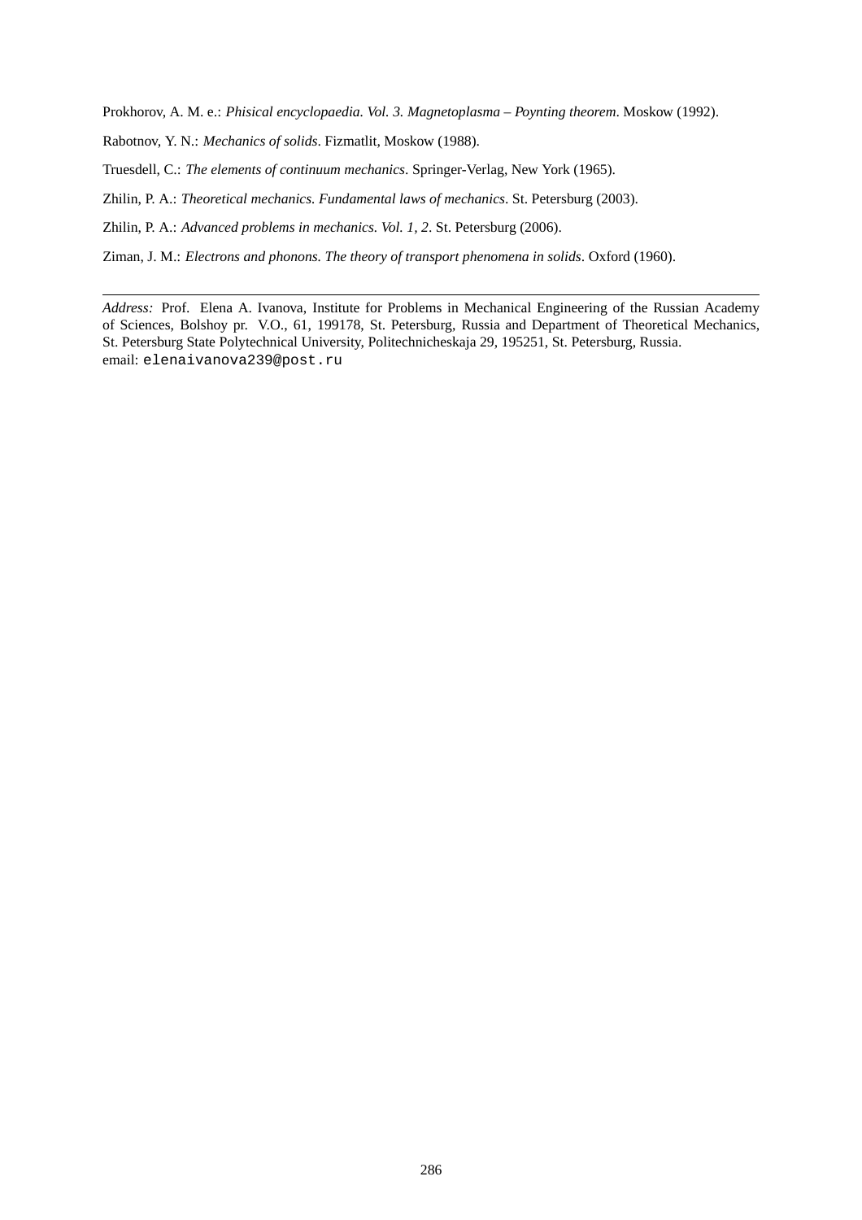Prokhorov, A. M. e.: *Phisical encyclopaedia. Vol. 3. Magnetoplasma – Poynting theorem*. Moskow (1992).

Rabotnov, Y. N.: *Mechanics of solids*. Fizmatlit, Moskow (1988).

Truesdell, C.: *The elements of continuum mechanics*. Springer-Verlag, New York (1965).

Zhilin, P. A.: *Theoretical mechanics. Fundamental laws of mechanics*. St. Petersburg (2003).

Zhilin, P. A.: *Advanced problems in mechanics. Vol. 1, 2*. St. Petersburg (2006).

Ziman, J. M.: *Electrons and phonons. The theory of transport phenomena in solids*. Oxford (1960).

---

*Address:* Prof. Elena A. Ivanova, Institute for Problems in Mechanical Engineering of the Russian Academy of Sciences, Bolshoy pr. V.O., 61, 199178, St. Petersburg, Russia and Department of Theoretical Mechanics, St. Petersburg State Polytechnical University, Politechnicheskaja 29, 195251, St. Petersburg, Russia.
email: `elenaivanova239@post.ru`